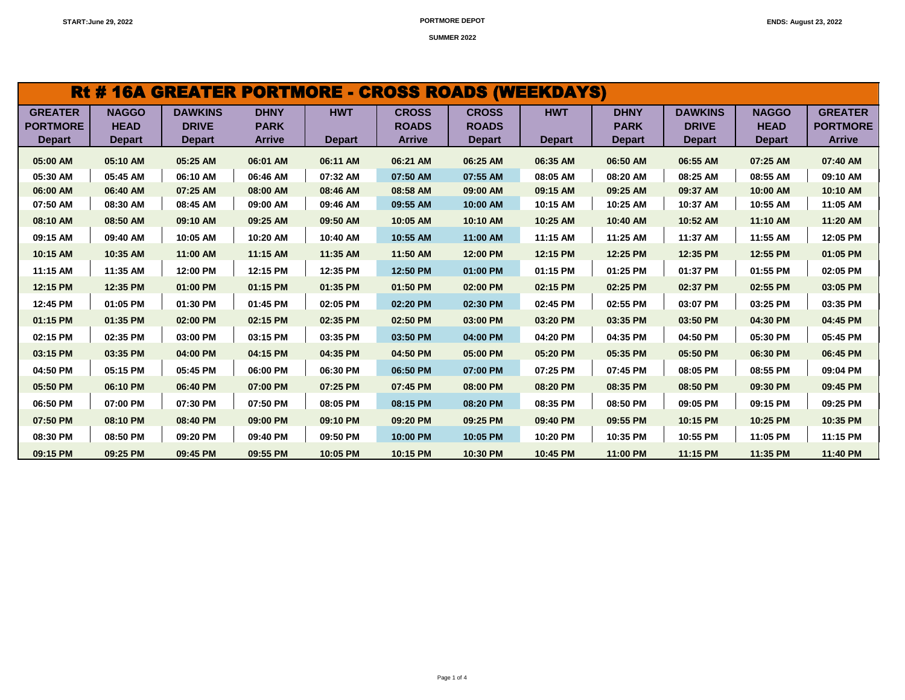START:June 29, 2022 | PORTMORE DEPOT | ENDS: August 23, 2022

SUMMER 2022

# Rt # 16A GREATER PORTMORE - CROSS ROADS (WEEKDAYS)

| GREATER PORTMORE Depart | NAGGO HEAD Depart | DAWKINS DRIVE Depart | DHNY PARK Arrive | HWT Depart | CROSS ROADS Arrive | CROSS ROADS Depart | HWT Depart | DHNY PARK Depart | DAWKINS DRIVE Depart | NAGGO HEAD Depart | GREATER PORTMORE Arrive |
|---|---|---|---|---|---|---|---|---|---|---|---|
| 05:00 AM | 05:10 AM | 05:25 AM | 06:01 AM | 06:11 AM | 06:21 AM | 06:25 AM | 06:35 AM | 06:50 AM | 06:55 AM | 07:25 AM | 07:40 AM |
| 05:30 AM | 05:45 AM | 06:10 AM | 06:46 AM | 07:32 AM | 07:50 AM | 07:55 AM | 08:05 AM | 08:20 AM | 08:25 AM | 08:55 AM | 09:10 AM |
| 06:00 AM | 06:40 AM | 07:25 AM | 08:00 AM | 08:46 AM | 08:58 AM | 09:00 AM | 09:15 AM | 09:25 AM | 09:37 AM | 10:00 AM | 10:10 AM |
| 07:50 AM | 08:30 AM | 08:45 AM | 09:00 AM | 09:46 AM | 09:55 AM | 10:00 AM | 10:15 AM | 10:25 AM | 10:37 AM | 10:55 AM | 11:05 AM |
| 08:10 AM | 08:50 AM | 09:10 AM | 09:25 AM | 09:50 AM | 10:05 AM | 10:10 AM | 10:25 AM | 10:40 AM | 10:52 AM | 11:10 AM | 11:20 AM |
| 09:15 AM | 09:40 AM | 10:05 AM | 10:20 AM | 10:40 AM | 10:55 AM | 11:00 AM | 11:15 AM | 11:25 AM | 11:37 AM | 11:55 AM | 12:05 PM |
| 10:15 AM | 10:35 AM | 11:00 AM | 11:15 AM | 11:35 AM | 11:50 AM | 12:00 PM | 12:15 PM | 12:25 PM | 12:35 PM | 12:55 PM | 01:05 PM |
| 11:15 AM | 11:35 AM | 12:00 PM | 12:15 PM | 12:35 PM | 12:50 PM | 01:00 PM | 01:15 PM | 01:25 PM | 01:37 PM | 01:55 PM | 02:05 PM |
| 12:15 PM | 12:35 PM | 01:00 PM | 01:15 PM | 01:35 PM | 01:50 PM | 02:00 PM | 02:15 PM | 02:25 PM | 02:37 PM | 02:55 PM | 03:05 PM |
| 12:45 PM | 01:05 PM | 01:30 PM | 01:45 PM | 02:05 PM | 02:20 PM | 02:30 PM | 02:45 PM | 02:55 PM | 03:07 PM | 03:25 PM | 03:35 PM |
| 01:15 PM | 01:35 PM | 02:00 PM | 02:15 PM | 02:35 PM | 02:50 PM | 03:00 PM | 03:20 PM | 03:35 PM | 03:50 PM | 04:30 PM | 04:45 PM |
| 02:15 PM | 02:35 PM | 03:00 PM | 03:15 PM | 03:35 PM | 03:50 PM | 04:00 PM | 04:20 PM | 04:35 PM | 04:50 PM | 05:30 PM | 05:45 PM |
| 03:15 PM | 03:35 PM | 04:00 PM | 04:15 PM | 04:35 PM | 04:50 PM | 05:00 PM | 05:20 PM | 05:35 PM | 05:50 PM | 06:30 PM | 06:45 PM |
| 04:50 PM | 05:15 PM | 05:45 PM | 06:00 PM | 06:30 PM | 06:50 PM | 07:00 PM | 07:25 PM | 07:45 PM | 08:05 PM | 08:55 PM | 09:04 PM |
| 05:50 PM | 06:10 PM | 06:40 PM | 07:00 PM | 07:25 PM | 07:45 PM | 08:00 PM | 08:20 PM | 08:35 PM | 08:50 PM | 09:30 PM | 09:45 PM |
| 06:50 PM | 07:00 PM | 07:30 PM | 07:50 PM | 08:05 PM | 08:15 PM | 08:20 PM | 08:35 PM | 08:50 PM | 09:05 PM | 09:15 PM | 09:25 PM |
| 07:50 PM | 08:10 PM | 08:40 PM | 09:00 PM | 09:10 PM | 09:20 PM | 09:25 PM | 09:40 PM | 09:55 PM | 10:15 PM | 10:25 PM | 10:35 PM |
| 08:30 PM | 08:50 PM | 09:20 PM | 09:40 PM | 09:50 PM | 10:00 PM | 10:05 PM | 10:20 PM | 10:35 PM | 10:55 PM | 11:05 PM | 11:15 PM |
| 09:15 PM | 09:25 PM | 09:45 PM | 09:55 PM | 10:05 PM | 10:15 PM | 10:30 PM | 10:45 PM | 11:00 PM | 11:15 PM | 11:35 PM | 11:40 PM |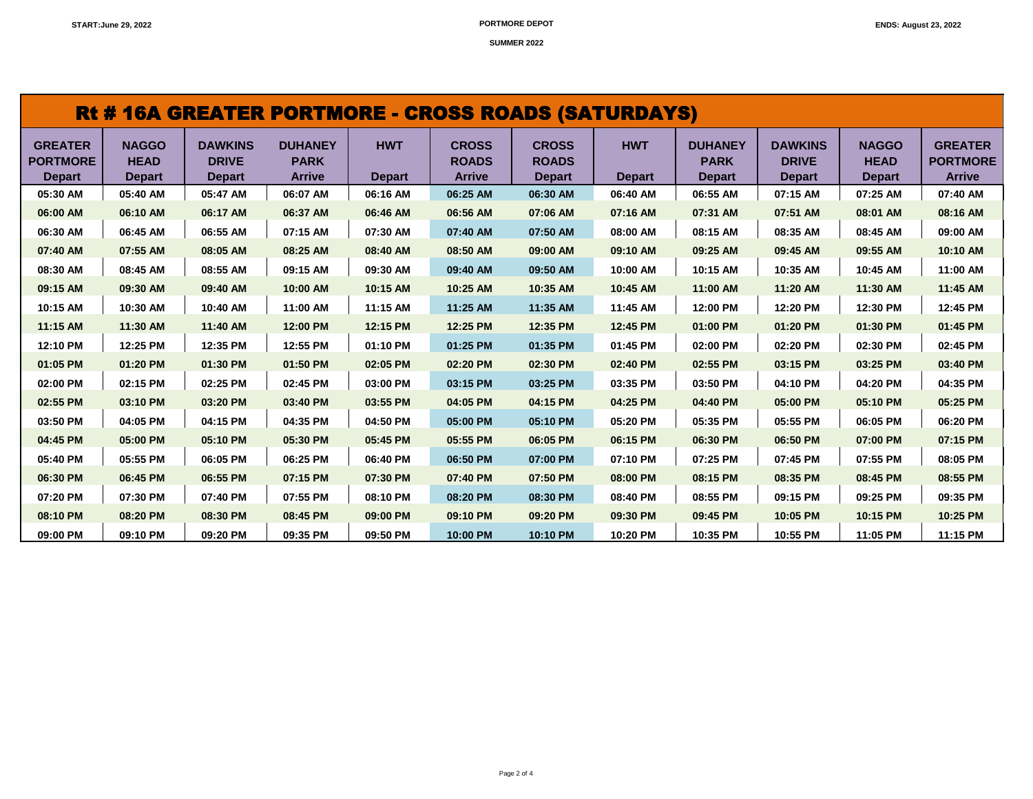START:June 29, 2022

PORTMORE DEPOT

SUMMER 2022

ENDS: August 23, 2022

# Rt # 16A GREATER PORTMORE - CROSS ROADS (SATURDAYS)

| GREATER PORTMORE Depart | NAGGO HEAD Depart | DAWKINS DRIVE Depart | DUHANEY PARK Arrive | HWT Depart | CROSS ROADS Arrive | CROSS ROADS Depart | HWT Depart | DUHANEY PARK Depart | DAWKINS DRIVE Depart | NAGGO HEAD Depart | GREATER PORTMORE Arrive |
|---|---|---|---|---|---|---|---|---|---|---|---|
| 05:30 AM | 05:40 AM | 05:47 AM | 06:07 AM | 06:16 AM | 06:25 AM | 06:30 AM | 06:40 AM | 06:55 AM | 07:15 AM | 07:25 AM | 07:40 AM |
| 06:00 AM | 06:10 AM | 06:17 AM | 06:37 AM | 06:46 AM | 06:56 AM | 07:06 AM | 07:16 AM | 07:31 AM | 07:51 AM | 08:01 AM | 08:16 AM |
| 06:30 AM | 06:45 AM | 06:55 AM | 07:15 AM | 07:30 AM | 07:40 AM | 07:50 AM | 08:00 AM | 08:15 AM | 08:35 AM | 08:45 AM | 09:00 AM |
| 07:40 AM | 07:55 AM | 08:05 AM | 08:25 AM | 08:40 AM | 08:50 AM | 09:00 AM | 09:10 AM | 09:25 AM | 09:45 AM | 09:55 AM | 10:10 AM |
| 08:30 AM | 08:45 AM | 08:55 AM | 09:15 AM | 09:30 AM | 09:40 AM | 09:50 AM | 10:00 AM | 10:15 AM | 10:35 AM | 10:45 AM | 11:00 AM |
| 09:15 AM | 09:30 AM | 09:40 AM | 10:00 AM | 10:15 AM | 10:25 AM | 10:35 AM | 10:45 AM | 11:00 AM | 11:20 AM | 11:30 AM | 11:45 AM |
| 10:15 AM | 10:30 AM | 10:40 AM | 11:00 AM | 11:15 AM | 11:25 AM | 11:35 AM | 11:45 AM | 12:00 PM | 12:20 PM | 12:30 PM | 12:45 PM |
| 11:15 AM | 11:30 AM | 11:40 AM | 12:00 PM | 12:15 PM | 12:25 PM | 12:35 PM | 12:45 PM | 01:00 PM | 01:20 PM | 01:30 PM | 01:45 PM |
| 12:10 PM | 12:25 PM | 12:35 PM | 12:55 PM | 01:10 PM | 01:25 PM | 01:35 PM | 01:45 PM | 02:00 PM | 02:20 PM | 02:30 PM | 02:45 PM |
| 01:05 PM | 01:20 PM | 01:30 PM | 01:50 PM | 02:05 PM | 02:20 PM | 02:30 PM | 02:40 PM | 02:55 PM | 03:15 PM | 03:25 PM | 03:40 PM |
| 02:00 PM | 02:15 PM | 02:25 PM | 02:45 PM | 03:00 PM | 03:15 PM | 03:25 PM | 03:35 PM | 03:50 PM | 04:10 PM | 04:20 PM | 04:35 PM |
| 02:55 PM | 03:10 PM | 03:20 PM | 03:40 PM | 03:55 PM | 04:05 PM | 04:15 PM | 04:25 PM | 04:40 PM | 05:00 PM | 05:10 PM | 05:25 PM |
| 03:50 PM | 04:05 PM | 04:15 PM | 04:35 PM | 04:50 PM | 05:00 PM | 05:10 PM | 05:20 PM | 05:35 PM | 05:55 PM | 06:05 PM | 06:20 PM |
| 04:45 PM | 05:00 PM | 05:10 PM | 05:30 PM | 05:45 PM | 05:55 PM | 06:05 PM | 06:15 PM | 06:30 PM | 06:50 PM | 07:00 PM | 07:15 PM |
| 05:40 PM | 05:55 PM | 06:05 PM | 06:25 PM | 06:40 PM | 06:50 PM | 07:00 PM | 07:10 PM | 07:25 PM | 07:45 PM | 07:55 PM | 08:05 PM |
| 06:30 PM | 06:45 PM | 06:55 PM | 07:15 PM | 07:30 PM | 07:40 PM | 07:50 PM | 08:00 PM | 08:15 PM | 08:35 PM | 08:45 PM | 08:55 PM |
| 07:20 PM | 07:30 PM | 07:40 PM | 07:55 PM | 08:10 PM | 08:20 PM | 08:30 PM | 08:40 PM | 08:55 PM | 09:15 PM | 09:25 PM | 09:35 PM |
| 08:10 PM | 08:20 PM | 08:30 PM | 08:45 PM | 09:00 PM | 09:10 PM | 09:20 PM | 09:30 PM | 09:45 PM | 10:05 PM | 10:15 PM | 10:25 PM |
| 09:00 PM | 09:10 PM | 09:20 PM | 09:35 PM | 09:50 PM | 10:00 PM | 10:10 PM | 10:20 PM | 10:35 PM | 10:55 PM | 11:05 PM | 11:15 PM |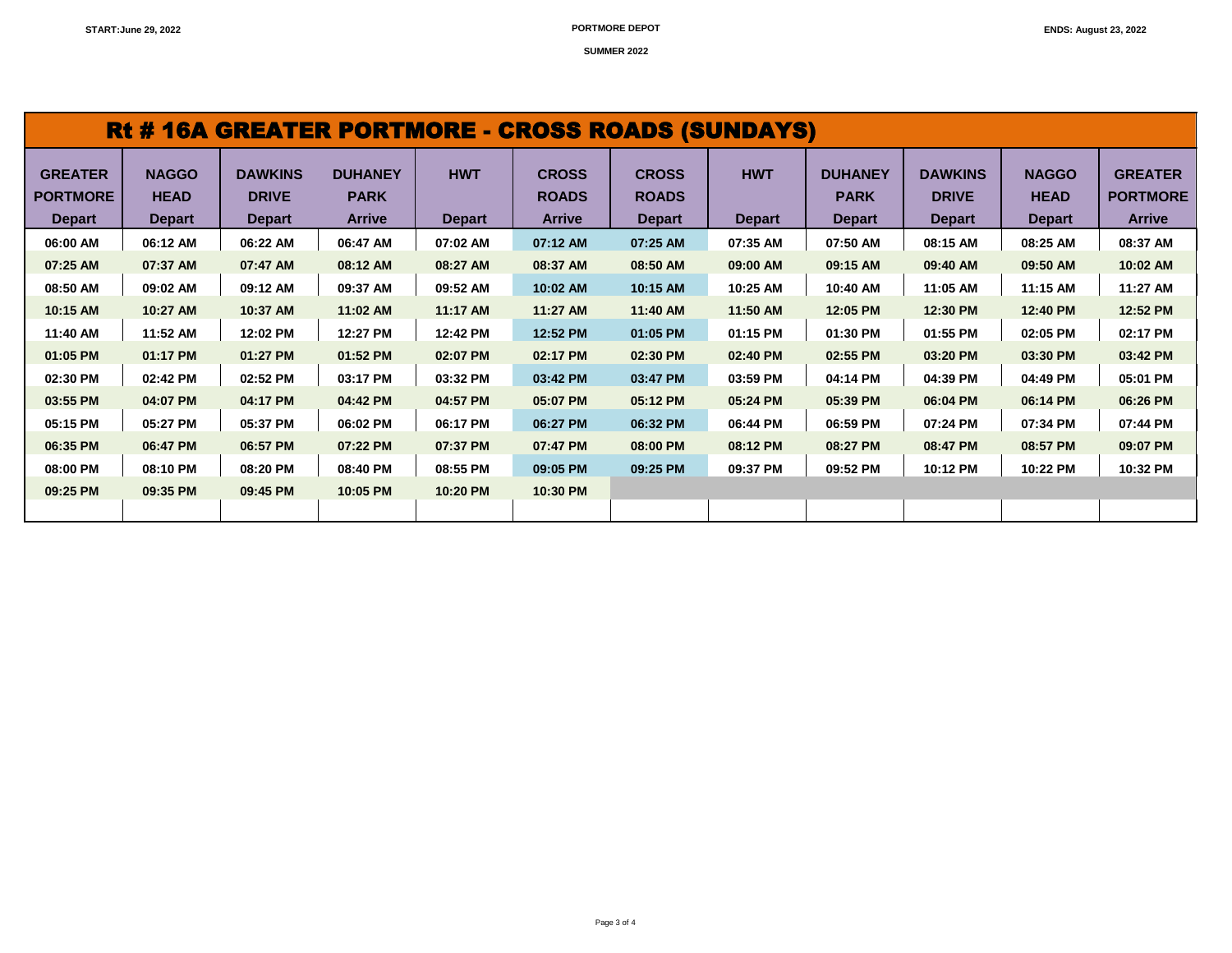START:June 29, 2022 PORTMORE DEPOT ENDS: August 23, 2022

SUMMER 2022

## Rt # 16A GREATER PORTMORE - CROSS ROADS (SUNDAYS)

| GREATER PORTMORE Depart | NAGGO HEAD Depart | DAWKINS DRIVE Depart | DUHANEY PARK Arrive | HWT Depart | CROSS ROADS Arrive | CROSS ROADS Depart | HWT Depart | DUHANEY PARK Depart | DAWKINS DRIVE Depart | NAGGO HEAD Depart | GREATER PORTMORE Arrive |
|---|---|---|---|---|---|---|---|---|---|---|---|
| 06:00 AM | 06:12 AM | 06:22 AM | 06:47 AM | 07:02 AM | 07:12 AM | 07:25 AM | 07:35 AM | 07:50 AM | 08:15 AM | 08:25 AM | 08:37 AM |
| 07:25 AM | 07:37 AM | 07:47 AM | 08:12 AM | 08:27 AM | 08:37 AM | 08:50 AM | 09:00 AM | 09:15 AM | 09:40 AM | 09:50 AM | 10:02 AM |
| 08:50 AM | 09:02 AM | 09:12 AM | 09:37 AM | 09:52 AM | 10:02 AM | 10:15 AM | 10:25 AM | 10:40 AM | 11:05 AM | 11:15 AM | 11:27 AM |
| 10:15 AM | 10:27 AM | 10:37 AM | 11:02 AM | 11:17 AM | 11:27 AM | 11:40 AM | 11:50 AM | 12:05 PM | 12:30 PM | 12:40 PM | 12:52 PM |
| 11:40 AM | 11:52 AM | 12:02 PM | 12:27 PM | 12:42 PM | 12:52 PM | 01:05 PM | 01:15 PM | 01:30 PM | 01:55 PM | 02:05 PM | 02:17 PM |
| 01:05 PM | 01:17 PM | 01:27 PM | 01:52 PM | 02:07 PM | 02:17 PM | 02:30 PM | 02:40 PM | 02:55 PM | 03:20 PM | 03:30 PM | 03:42 PM |
| 02:30 PM | 02:42 PM | 02:52 PM | 03:17 PM | 03:32 PM | 03:42 PM | 03:47 PM | 03:59 PM | 04:14 PM | 04:39 PM | 04:49 PM | 05:01 PM |
| 03:55 PM | 04:07 PM | 04:17 PM | 04:42 PM | 04:57 PM | 05:07 PM | 05:12 PM | 05:24 PM | 05:39 PM | 06:04 PM | 06:14 PM | 06:26 PM |
| 05:15 PM | 05:27 PM | 05:37 PM | 06:02 PM | 06:17 PM | 06:27 PM | 06:32 PM | 06:44 PM | 06:59 PM | 07:24 PM | 07:34 PM | 07:44 PM |
| 06:35 PM | 06:47 PM | 06:57 PM | 07:22 PM | 07:37 PM | 07:47 PM | 08:00 PM | 08:12 PM | 08:27 PM | 08:47 PM | 08:57 PM | 09:07 PM |
| 08:00 PM | 08:10 PM | 08:20 PM | 08:40 PM | 08:55 PM | 09:05 PM | 09:25 PM | 09:37 PM | 09:52 PM | 10:12 PM | 10:22 PM | 10:32 PM |
| 09:25 PM | 09:35 PM | 09:45 PM | 10:05 PM | 10:20 PM | 10:30 PM | | | | | | |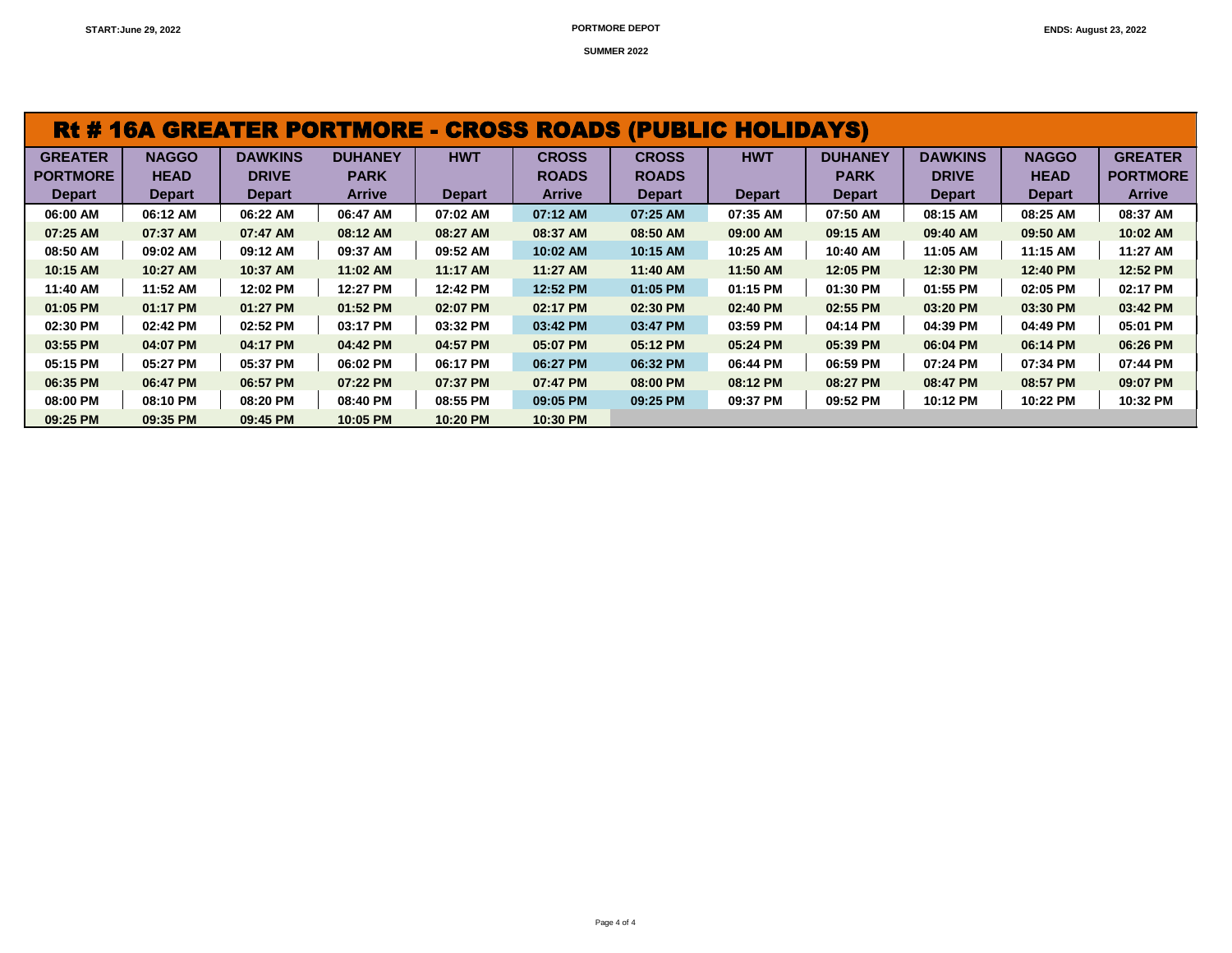START:June 29, 2022 | PORTMORE DEPOT | ENDS: August 23, 2022

SUMMER 2022

## Rt # 16A GREATER PORTMORE - CROSS ROADS (PUBLIC HOLIDAYS)

| GREATER PORTMORE Depart | NAGGO HEAD Depart | DAWKINS DRIVE Depart | DUHANEY PARK Arrive | HWT Depart | CROSS ROADS Arrive | CROSS ROADS Depart | HWT Depart | DUHANEY PARK Depart | DAWKINS DRIVE Depart | NAGGO HEAD Depart | GREATER PORTMORE Arrive |
|---|---|---|---|---|---|---|---|---|---|---|---|
| 06:00 AM | 06:12 AM | 06:22 AM | 06:47 AM | 07:02 AM | 07:12 AM | 07:25 AM | 07:35 AM | 07:50 AM | 08:15 AM | 08:25 AM | 08:37 AM |
| 07:25 AM | 07:37 AM | 07:47 AM | 08:12 AM | 08:27 AM | 08:37 AM | 08:50 AM | 09:00 AM | 09:15 AM | 09:40 AM | 09:50 AM | 10:02 AM |
| 08:50 AM | 09:02 AM | 09:12 AM | 09:37 AM | 09:52 AM | 10:02 AM | 10:15 AM | 10:25 AM | 10:40 AM | 11:05 AM | 11:15 AM | 11:27 AM |
| 10:15 AM | 10:27 AM | 10:37 AM | 11:02 AM | 11:17 AM | 11:27 AM | 11:40 AM | 11:50 AM | 12:05 PM | 12:30 PM | 12:40 PM | 12:52 PM |
| 11:40 AM | 11:52 AM | 12:02 PM | 12:27 PM | 12:42 PM | 12:52 PM | 01:05 PM | 01:15 PM | 01:30 PM | 01:55 PM | 02:05 PM | 02:17 PM |
| 01:05 PM | 01:17 PM | 01:27 PM | 01:52 PM | 02:07 PM | 02:17 PM | 02:30 PM | 02:40 PM | 02:55 PM | 03:20 PM | 03:30 PM | 03:42 PM |
| 02:30 PM | 02:42 PM | 02:52 PM | 03:17 PM | 03:32 PM | 03:42 PM | 03:47 PM | 03:59 PM | 04:14 PM | 04:39 PM | 04:49 PM | 05:01 PM |
| 03:55 PM | 04:07 PM | 04:17 PM | 04:42 PM | 04:57 PM | 05:07 PM | 05:12 PM | 05:24 PM | 05:39 PM | 06:04 PM | 06:14 PM | 06:26 PM |
| 05:15 PM | 05:27 PM | 05:37 PM | 06:02 PM | 06:17 PM | 06:27 PM | 06:32 PM | 06:44 PM | 06:59 PM | 07:24 PM | 07:34 PM | 07:44 PM |
| 06:35 PM | 06:47 PM | 06:57 PM | 07:22 PM | 07:37 PM | 07:47 PM | 08:00 PM | 08:12 PM | 08:27 PM | 08:47 PM | 08:57 PM | 09:07 PM |
| 08:00 PM | 08:10 PM | 08:20 PM | 08:40 PM | 08:55 PM | 09:05 PM | 09:25 PM | 09:37 PM | 09:52 PM | 10:12 PM | 10:22 PM | 10:32 PM |
| 09:25 PM | 09:35 PM | 09:45 PM | 10:05 PM | 10:20 PM | 10:30 PM | | | | | | |